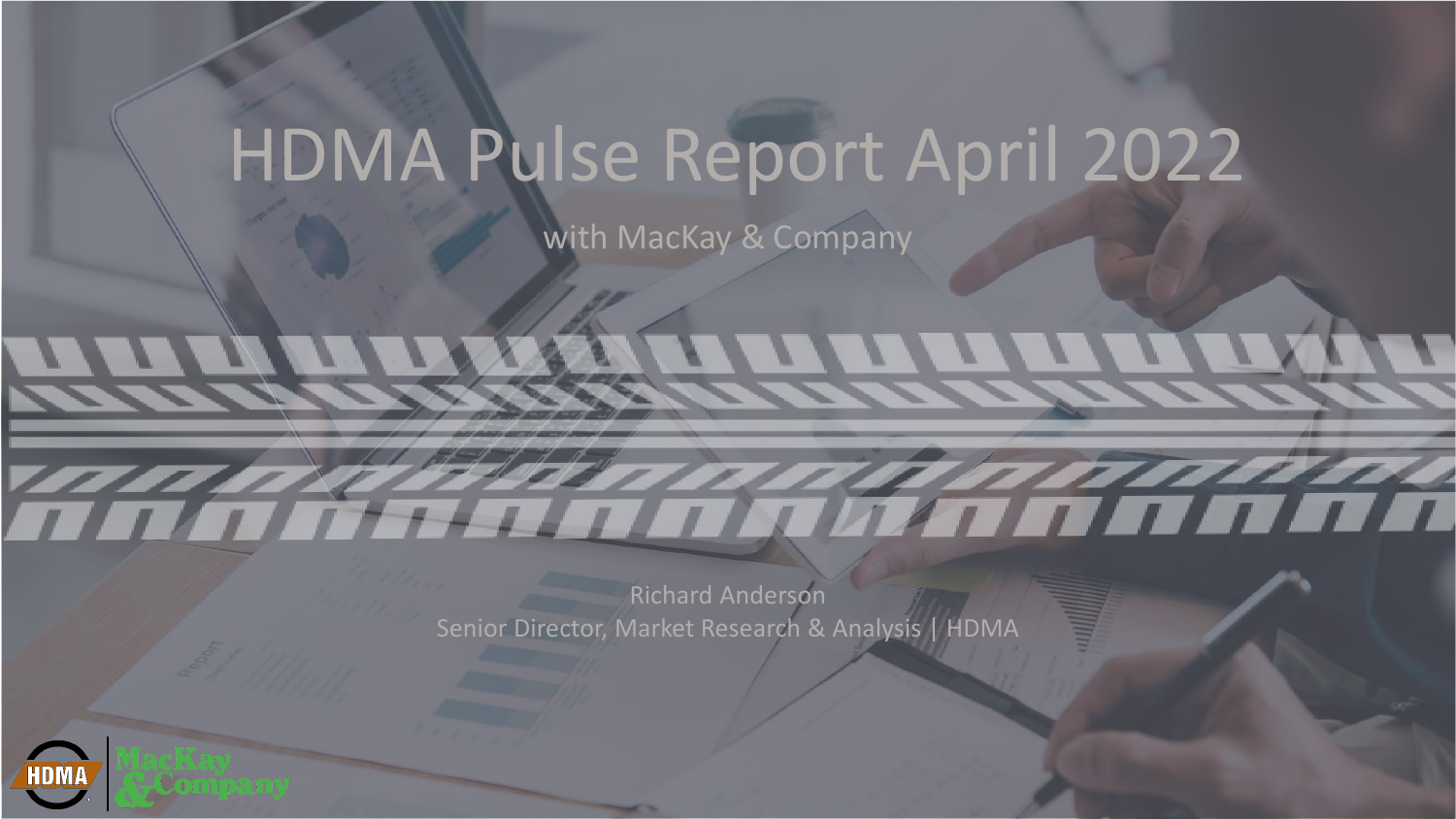# HDMA Pulse Report April 2022

with MacKay & Company

Richard Anderson
Senior Director, Market Research & Analysis | HDMA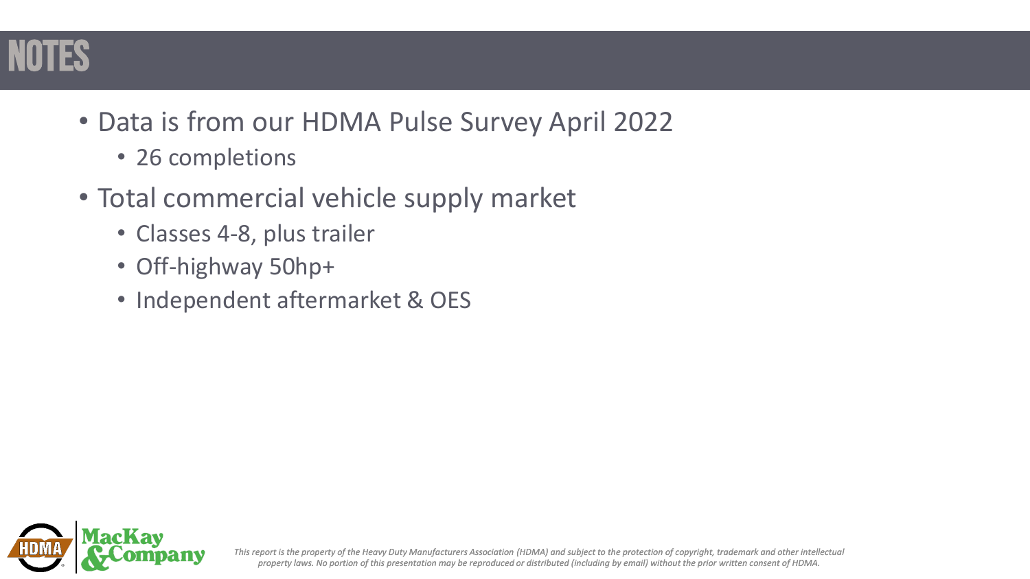# NOTES

- Data is from our HDMA Pulse Survey April 2022
  - 26 completions
- Total commercial vehicle supply market
  - Classes 4-8, plus trailer
  - Off-highway 50hp+
  - Independent aftermarket & OES

*This report is the property of the Heavy Duty Manufacturers Association (HDMA) and subject to the protection of copyright, trademark and other intellectual property laws. No portion of this presentation may be reproduced or distributed (including by email) without the prior written consent of HDMA.*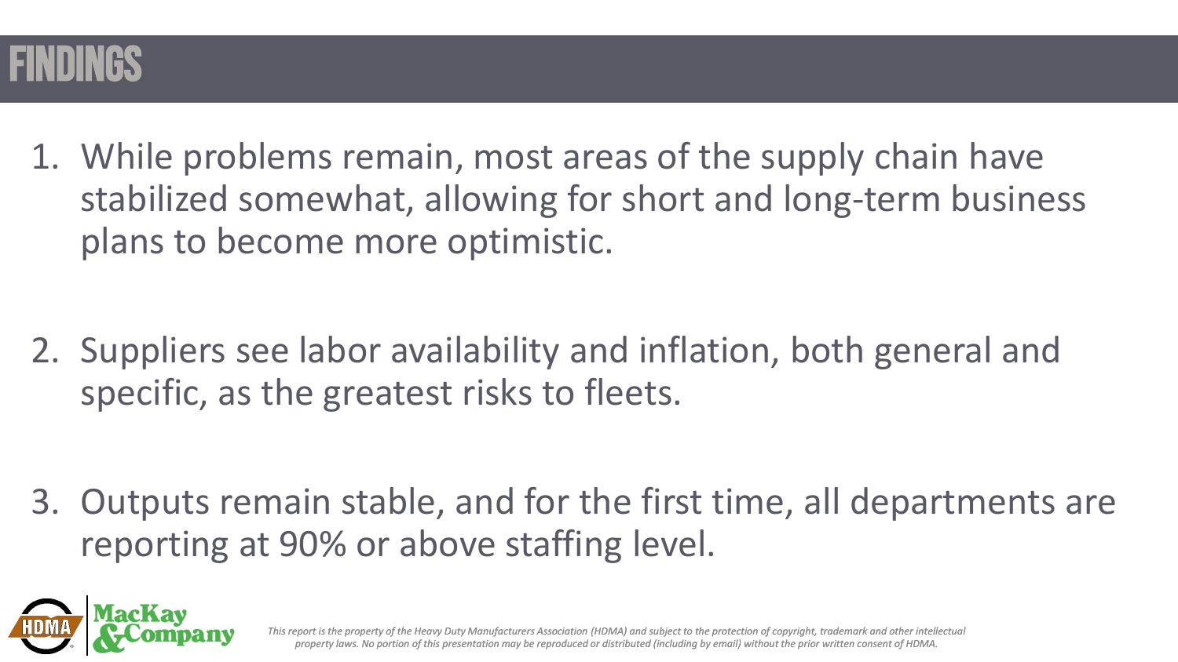# FINDINGS

1. While problems remain, most areas of the supply chain have stabilized somewhat, allowing for short and long-term business plans to become more optimistic.

2. Suppliers see labor availability and inflation, both general and specific, as the greatest risks to fleets.

3. Outputs remain stable, and for the first time, all departments are reporting at 90% or above staffing level.

*This report is the property of the Heavy Duty Manufacturers Association (HDMA) and subject to the protection of copyright, trademark and other intellectual property laws. No portion of this presentation may be reproduced or distributed (including by email) without the prior written consent of HDMA.*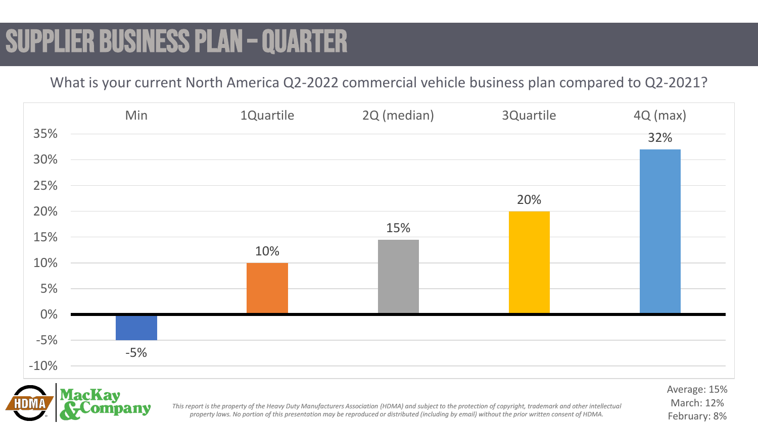# SUPPLIER BUSINESS PLAN – QUARTER

What is your current North America Q2-2022 commercial vehicle business plan compared to Q2-2021?

| Min | 1Quartile | 2Q (median) | 3Quartile | 4Q (max) |
|---|---|---|---|---|
| -5% | 10% | 15% | 20% | 32% |

Average: 15%
March: 12%
February: 8%

*This report is the property of the Heavy Duty Manufacturers Association (HDMA) and subject to the protection of copyright, trademark and other intellectual property laws. No portion of this presentation may be reproduced or distributed (including by email) without the prior written consent of HDMA.*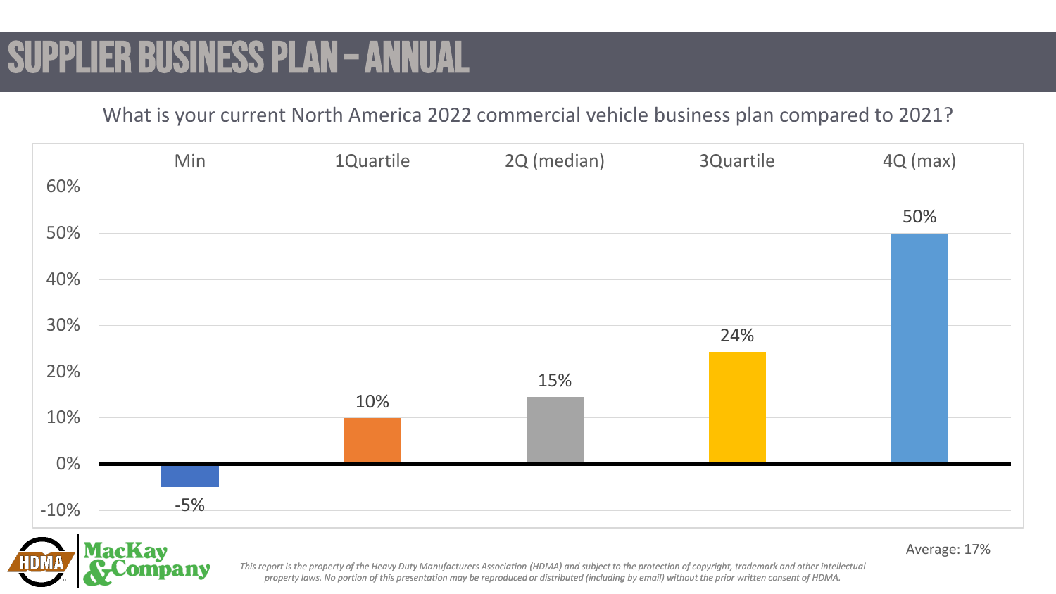# SUPPLIER BUSINESS PLAN – ANNUAL

What is your current North America 2022 commercial vehicle business plan compared to 2021?

| Min | 1Quartile | 2Q (median) | 3Quartile | 4Q (max) |
|---|---|---|---|---|
| -5% | 10% | 15% | 24% | 50% |

Average: 17%

*This report is the property of the Heavy Duty Manufacturers Association (HDMA) and subject to the protection of copyright, trademark and other intellectual property laws. No portion of this presentation may be reproduced or distributed (including by email) without the prior written consent of HDMA.*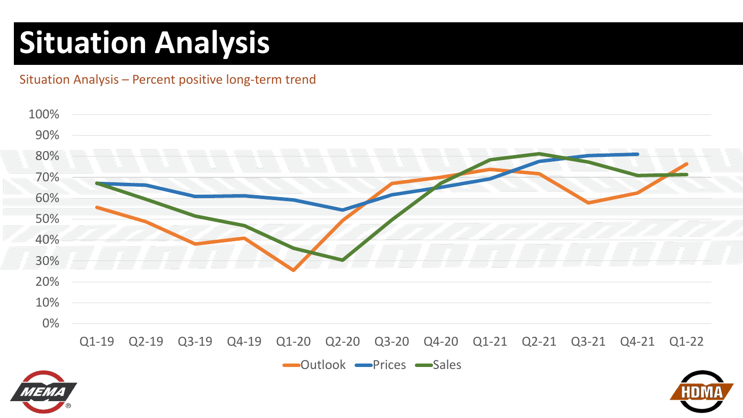# Situation Analysis

Situation Analysis – Percent positive long-term trend

100%
90%
80%
70%
60%
50%
40%
30%
20%
10%
0%

Q1-19 Q2-19 Q3-19 Q4-19 Q1-20 Q2-20 Q3-20 Q4-20 Q1-21 Q2-21 Q3-21 Q4-21 Q1-22

Outlook Prices Sales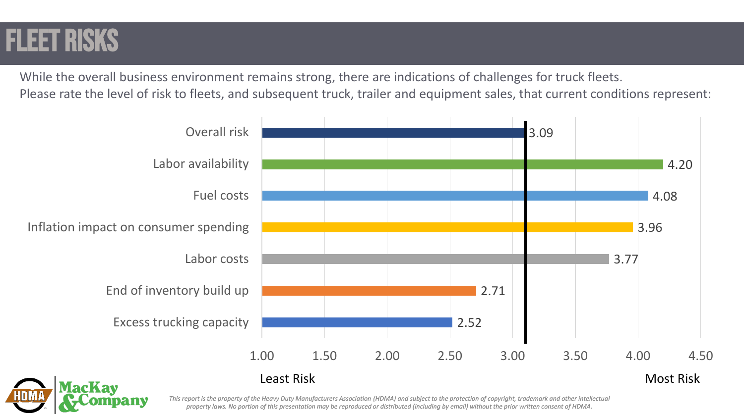# FLEET RISKS

While the overall business environment remains strong, there are indications of challenges for truck fleets.
Please rate the level of risk to fleets, and subsequent truck, trailer and equipment sales, that current conditions represent:

| Risk | Rating |
|---|---|
| Overall risk | 3.09 |
| Labor availability | 4.20 |
| Fuel costs | 4.08 |
| Inflation impact on consumer spending | 3.96 |
| Labor costs | 3.77 |
| End of inventory build up | 2.71 |
| Excess trucking capacity | 2.52 |

Scale: 1.00 (Least Risk) to 4.50 (Most Risk)

*This report is the property of the Heavy Duty Manufacturers Association (HDMA) and subject to the protection of copyright, trademark and other intellectual property laws. No portion of this presentation may be reproduced or distributed (including by email) without the prior written consent of HDMA.*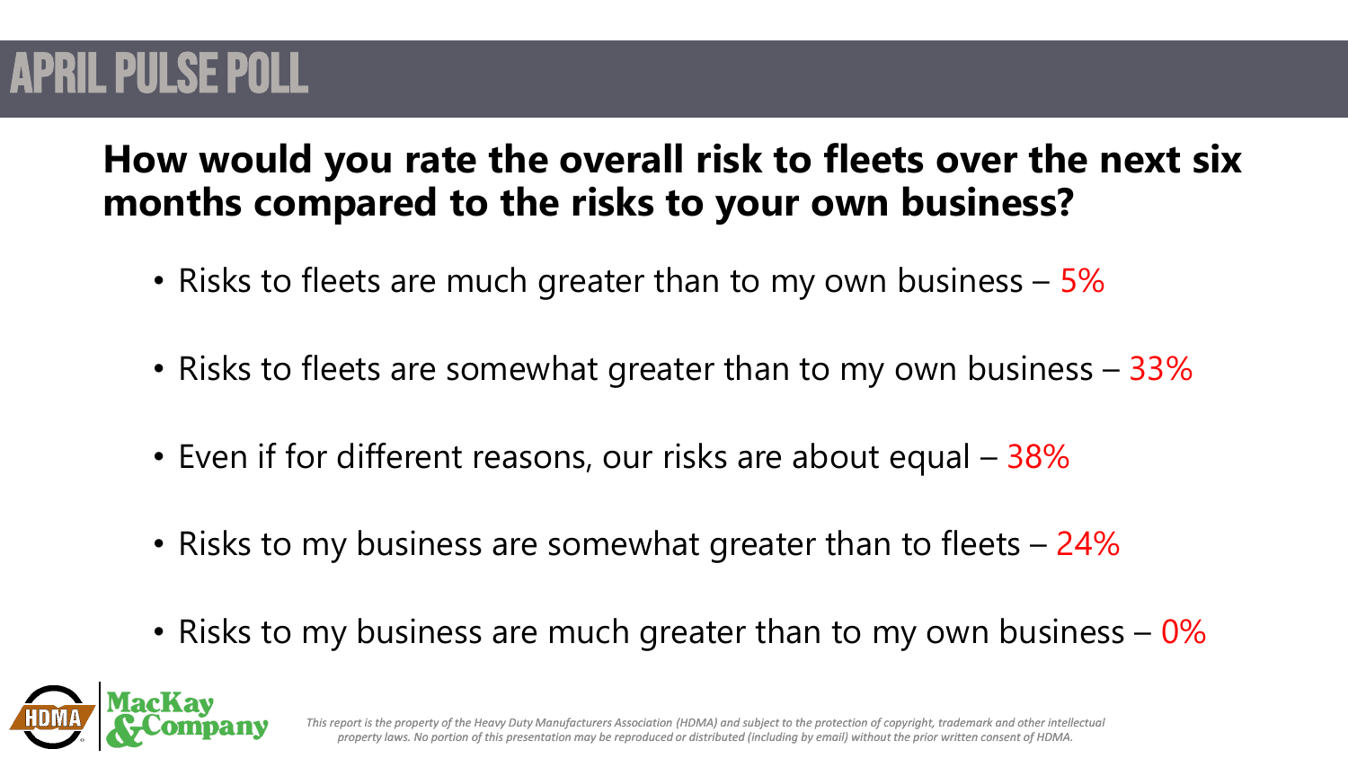# APRIL PULSE POLL

**How would you rate the overall risk to fleets over the next six months compared to the risks to your own business?**

- Risks to fleets are much greater than to my own business – 5%
- Risks to fleets are somewhat greater than to my own business – 33%
- Even if for different reasons, our risks are about equal – 38%
- Risks to my business are somewhat greater than to fleets – 24%
- Risks to my business are much greater than to my own business – 0%

*This report is the property of the Heavy Duty Manufacturers Association (HDMA) and subject to the protection of copyright, trademark and other intellectual property laws. No portion of this presentation may be reproduced or distributed (including by email) without the prior written consent of HDMA.*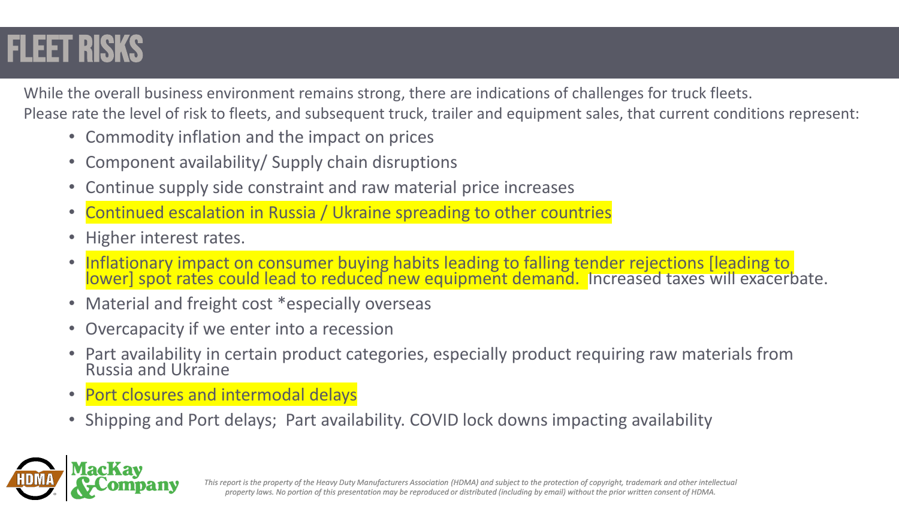# FLEET RISKS

While the overall business environment remains strong, there are indications of challenges for truck fleets.
Please rate the level of risk to fleets, and subsequent truck, trailer and equipment sales, that current conditions represent:

- Commodity inflation and the impact on prices
- Component availability/ Supply chain disruptions
- Continue supply side constraint and raw material price increases
- Continued escalation in Russia / Ukraine spreading to other countries
- Higher interest rates.
- Inflationary impact on consumer buying habits leading to falling tender rejections [leading to lower] spot rates could lead to reduced new equipment demand. Increased taxes will exacerbate.
- Material and freight cost *especially overseas
- Overcapacity if we enter into a recession
- Part availability in certain product categories, especially product requiring raw materials from Russia and Ukraine
- Port closures and intermodal delays
- Shipping and Port delays; Part availability. COVID lock downs impacting availability

*This report is the property of the Heavy Duty Manufacturers Association (HDMA) and subject to the protection of copyright, trademark and other intellectual property laws. No portion of this presentation may be reproduced or distributed (including by email) without the prior written consent of HDMA.*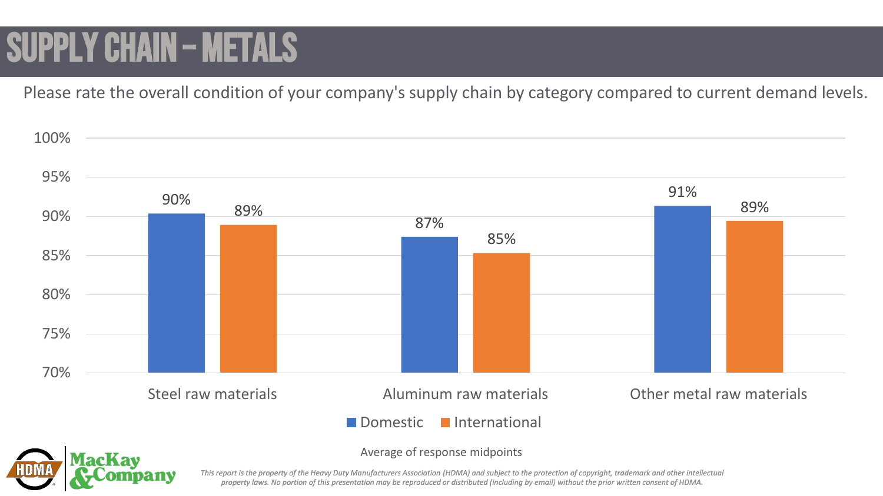# SUPPLY CHAIN – METALS

Please rate the overall condition of your company's supply chain by category compared to current demand levels.

| | Domestic | International |
|---|---|---|
| Steel raw materials | 90% | 89% |
| Aluminum raw materials | 87% | 85% |
| Other metal raw materials | 91% | 89% |

Average of response midpoints

*This report is the property of the Heavy Duty Manufacturers Association (HDMA) and subject to the protection of copyright, trademark and other intellectual property laws. No portion of this presentation may be reproduced or distributed (including by email) without the prior written consent of HDMA.*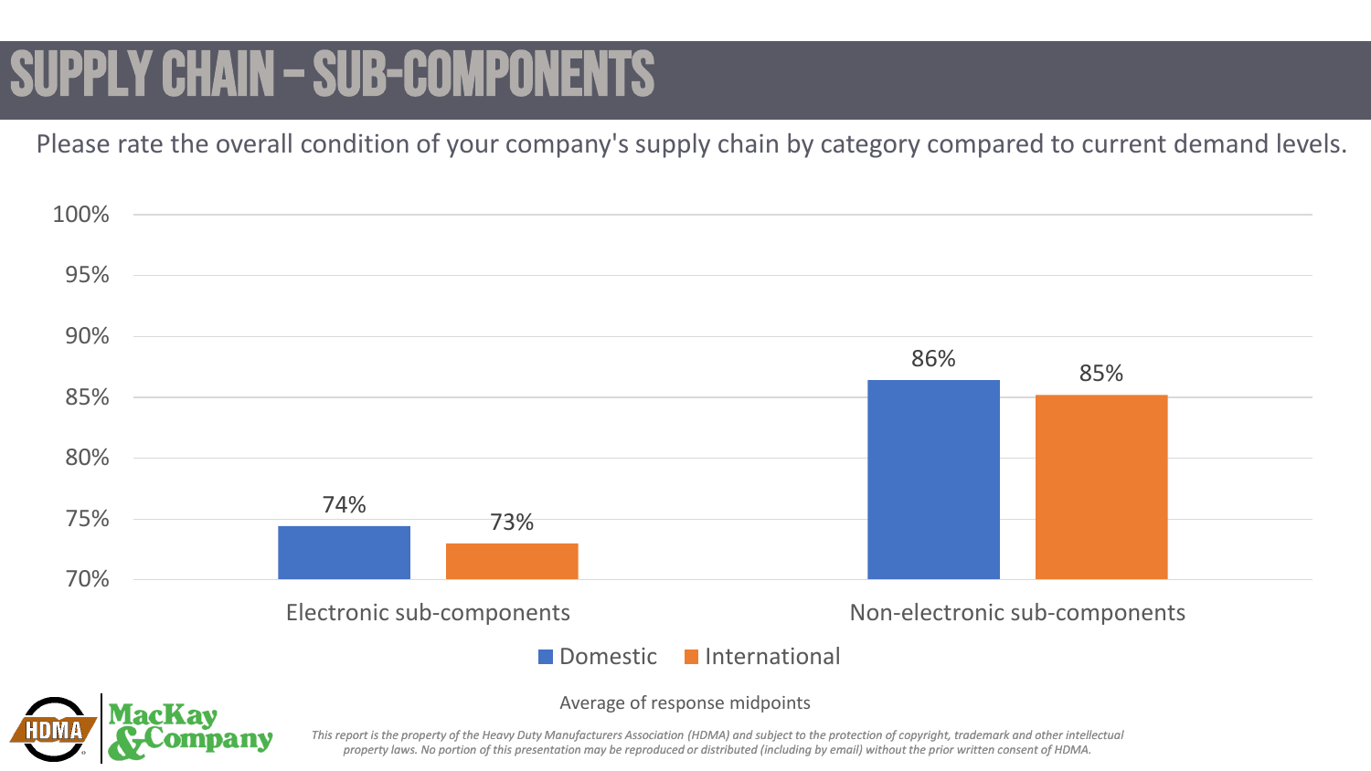# SUPPLY CHAIN – SUB-COMPONENTS

Please rate the overall condition of your company's supply chain by category compared to current demand levels.

| | Domestic | International |
|---|---|---|
| Electronic sub-components | 74% | 73% |
| Non-electronic sub-components | 86% | 85% |

Average of response midpoints

*This report is the property of the Heavy Duty Manufacturers Association (HDMA) and subject to the protection of copyright, trademark and other intellectual property laws. No portion of this presentation may be reproduced or distributed (including by email) without the prior written consent of HDMA.*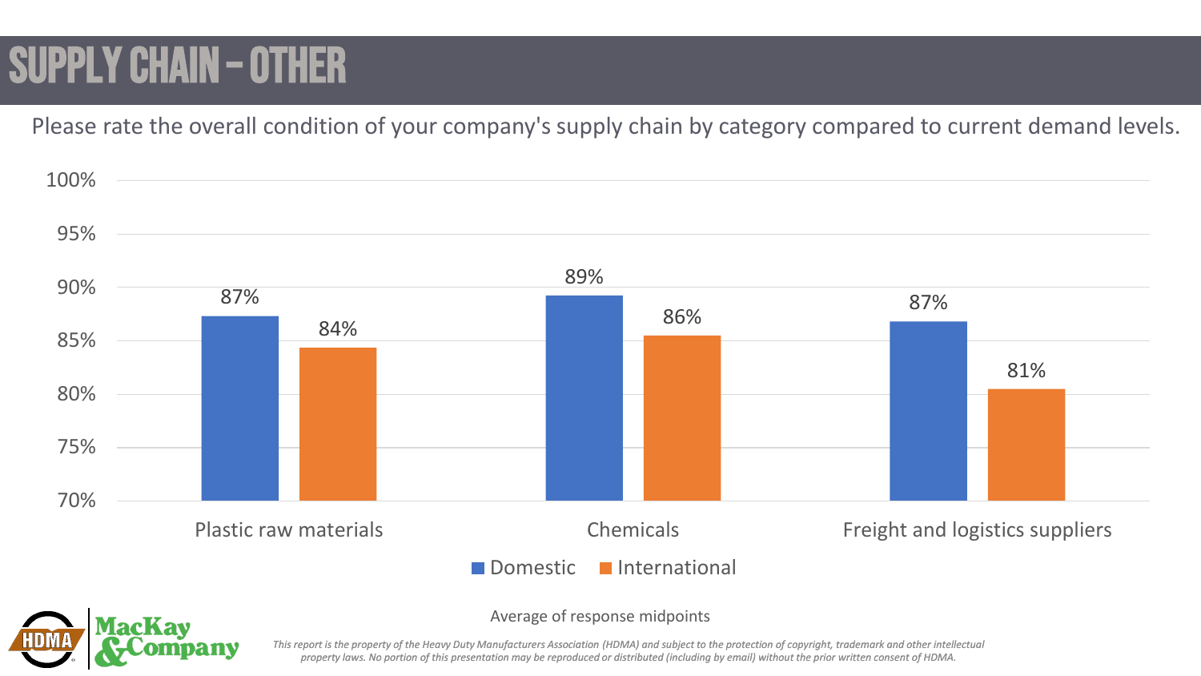# SUPPLY CHAIN – OTHER

Please rate the overall condition of your company's supply chain by category compared to current demand levels.

| Category | Domestic | International |
|---|---|---|
| Plastic raw materials | 87% | 84% |
| Chemicals | 89% | 86% |
| Freight and logistics suppliers | 87% | 81% |

Average of response midpoints

*This report is the property of the Heavy Duty Manufacturers Association (HDMA) and subject to the protection of copyright, trademark and other intellectual property laws. No portion of this presentation may be reproduced or distributed (including by email) without the prior written consent of HDMA.*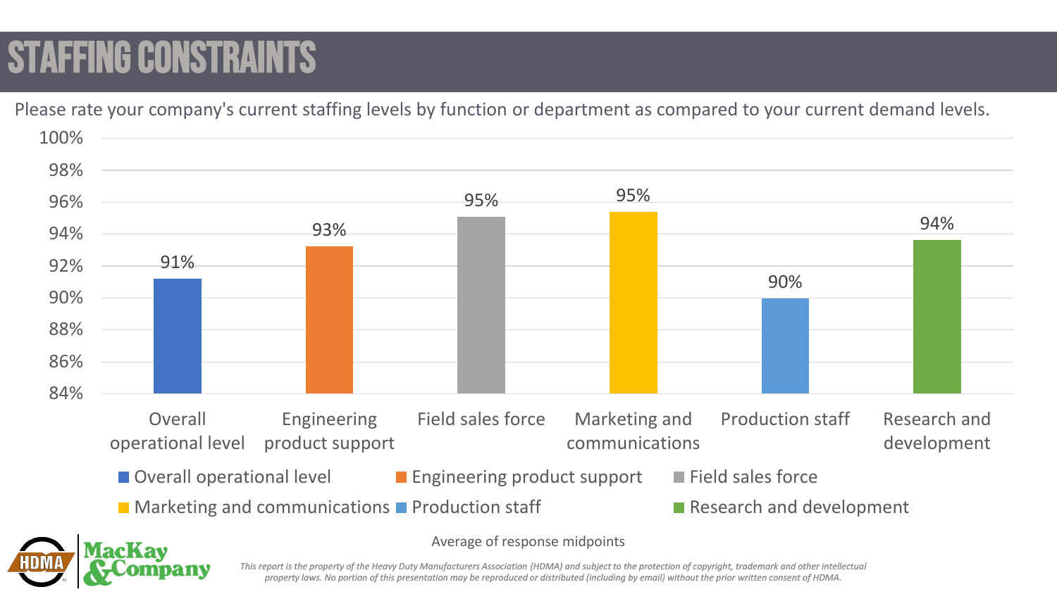# STAFFING CONSTRAINTS

Please rate your company's current staffing levels by function or department as compared to your current demand levels.

| Function | Average |
|---|---|
| Overall operational level | 91% |
| Engineering product support | 93% |
| Field sales force | 95% |
| Marketing and communications | 95% |
| Production staff | 90% |
| Research and development | 94% |

Average of response midpoints

*This report is the property of the Heavy Duty Manufacturers Association (HDMA) and subject to the protection of copyright, trademark and other intellectual property laws. No portion of this presentation may be reproduced or distributed (including by email) without the prior written consent of HDMA.*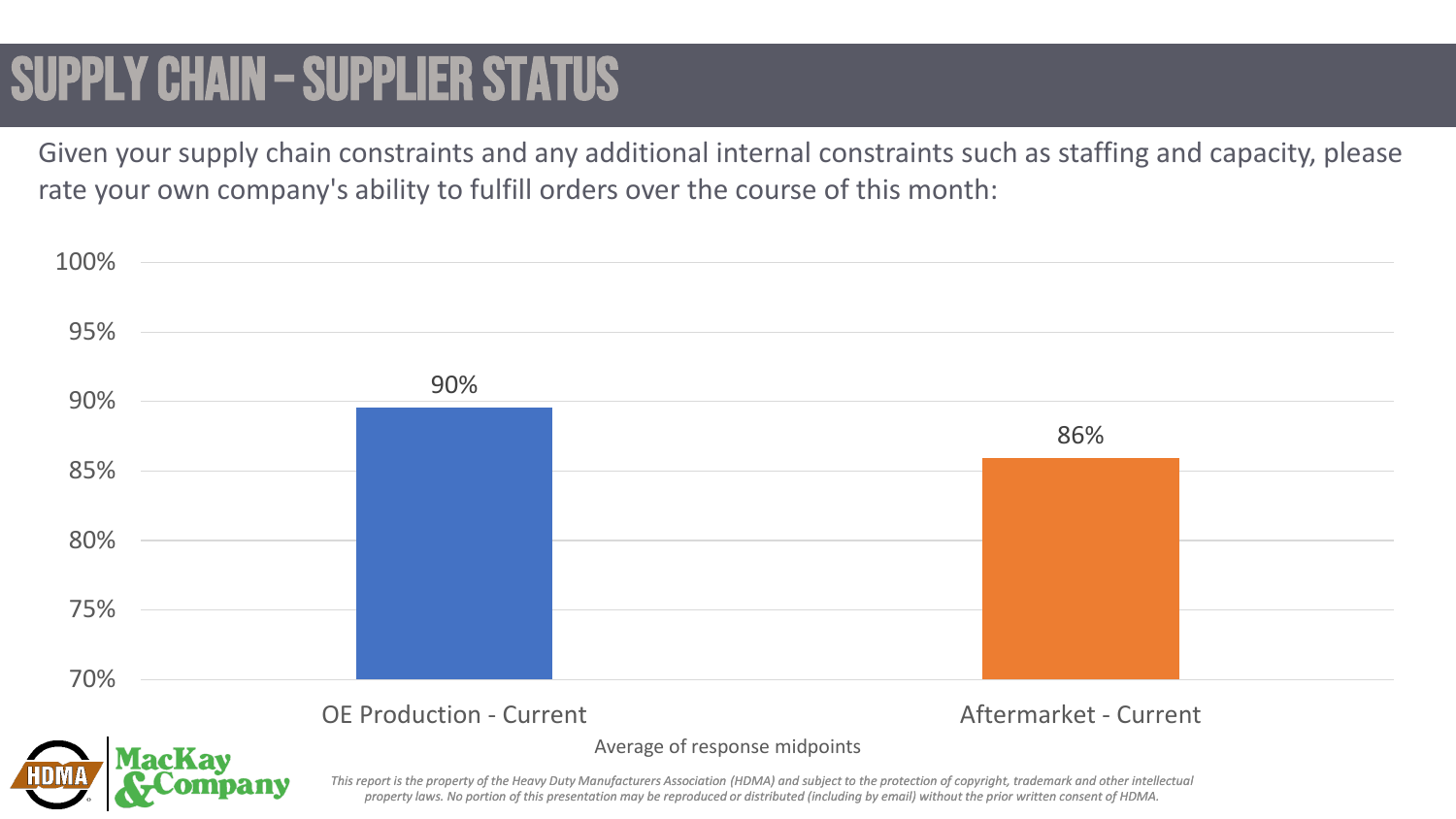# SUPPLY CHAIN – SUPPLIER STATUS

Given your supply chain constraints and any additional internal constraints such as staffing and capacity, please rate your own company's ability to fulfill orders over the course of this month:

| | OE Production - Current | Aftermarket - Current |
|---|---|---|
| Average of response midpoints | 90% | 86% |

*This report is the property of the Heavy Duty Manufacturers Association (HDMA) and subject to the protection of copyright, trademark and other intellectual property laws. No portion of this presentation may be reproduced or distributed (including by email) without the prior written consent of HDMA.*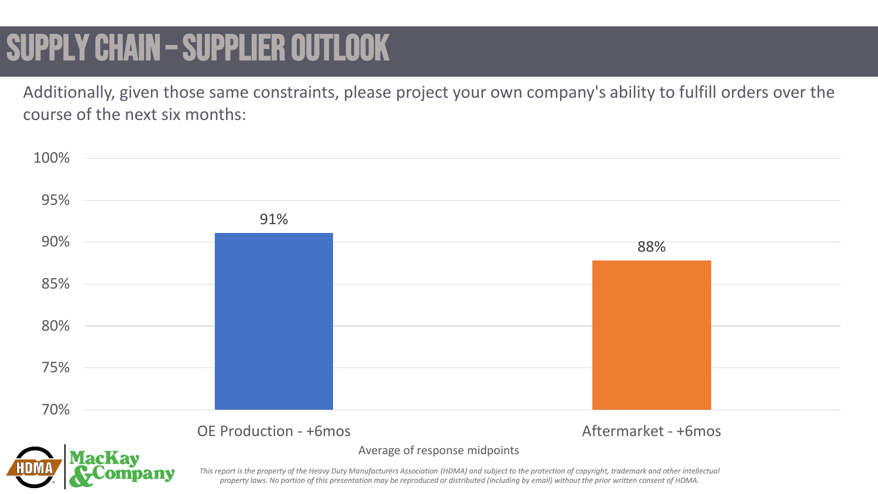# SUPPLY CHAIN – SUPPLIER OUTLOOK

Additionally, given those same constraints, please project your own company's ability to fulfill orders over the course of the next six months:

| | Average of response midpoints |
|---|---|
| OE Production - +6mos | 91% |
| Aftermarket - +6mos | 88% |

*This report is the property of the Heavy Duty Manufacturers Association (HDMA) and subject to the protection of copyright, trademark and other intellectual property laws. No portion of this presentation may be reproduced or distributed (including by email) without the prior written consent of HDMA.*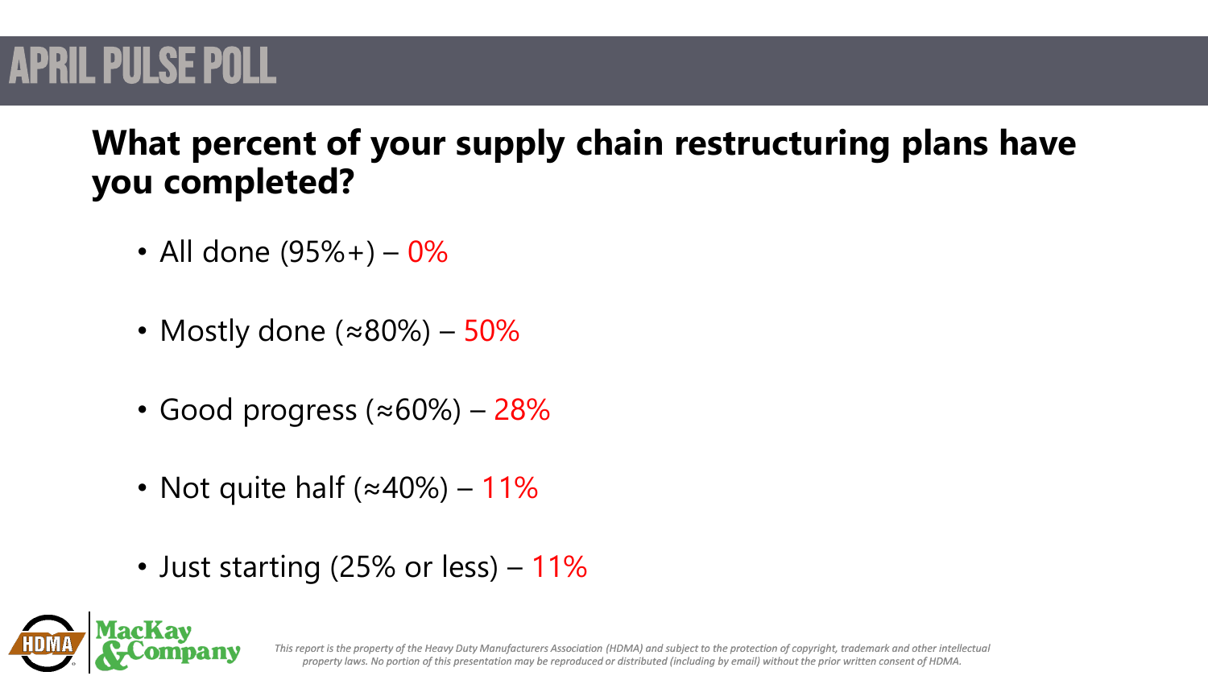# APRIL PULSE POLL

## What percent of your supply chain restructuring plans have you completed?

- All done (95%+) – 0%
- Mostly done (≈80%) – 50%
- Good progress (≈60%) – 28%
- Not quite half (≈40%) – 11%
- Just starting (25% or less) – 11%

*This report is the property of the Heavy Duty Manufacturers Association (HDMA) and subject to the protection of copyright, trademark and other intellectual property laws. No portion of this presentation may be reproduced or distributed (including by email) without the prior written consent of HDMA.*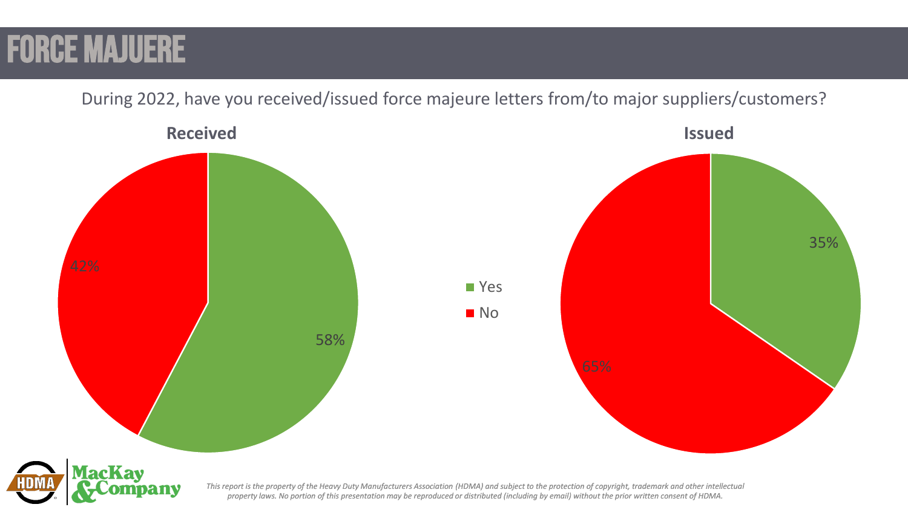# FORCE MAJUERE

During 2022, have you received/issued force majeure letters from/to major suppliers/customers?

**Received**

- Yes: 58%
- No: 42%

**Issued**

- Yes: 35%
- No: 65%

*This report is the property of the Heavy Duty Manufacturers Association (HDMA) and subject to the protection of copyright, trademark and other intellectual property laws. No portion of this presentation may be reproduced or distributed (including by email) without the prior written consent of HDMA.*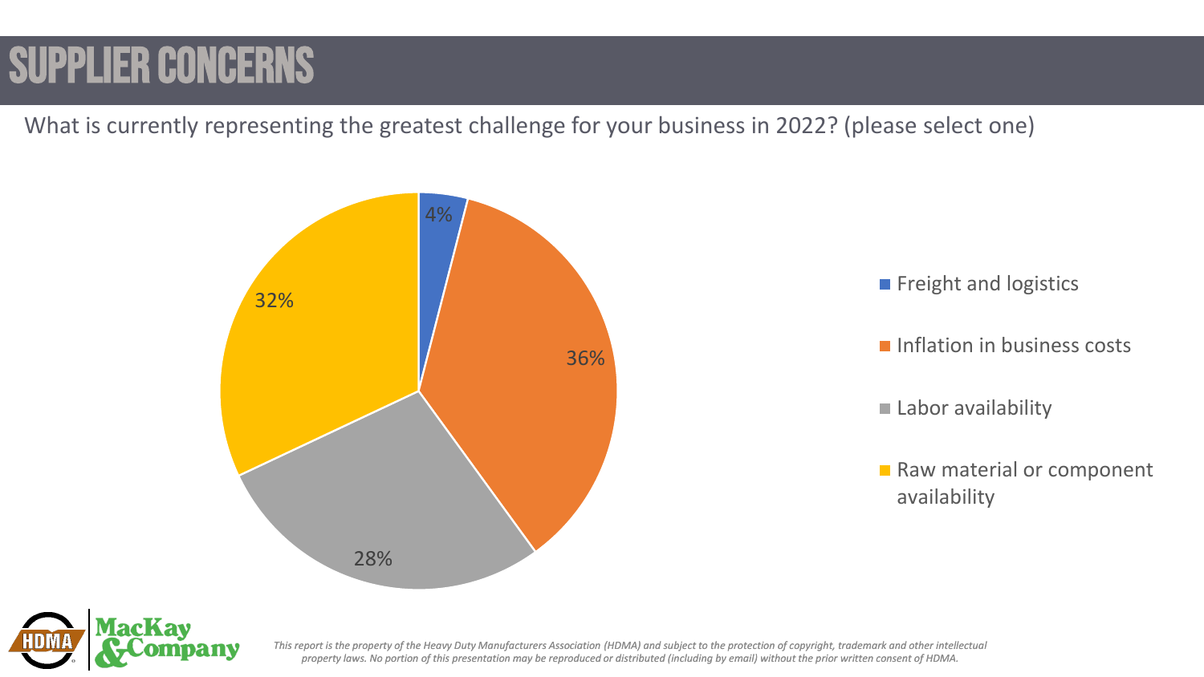# SUPPLIER CONCERNS

What is currently representing the greatest challenge for your business in 2022? (please select one)

| Challenge | Percentage |
| --- | --- |
| Freight and logistics | 4% |
| Inflation in business costs | 36% |
| Labor availability | 28% |
| Raw material or component availability | 32% |

*This report is the property of the Heavy Duty Manufacturers Association (HDMA) and subject to the protection of copyright, trademark and other intellectual property laws. No portion of this presentation may be reproduced or distributed (including by email) without the prior written consent of HDMA.*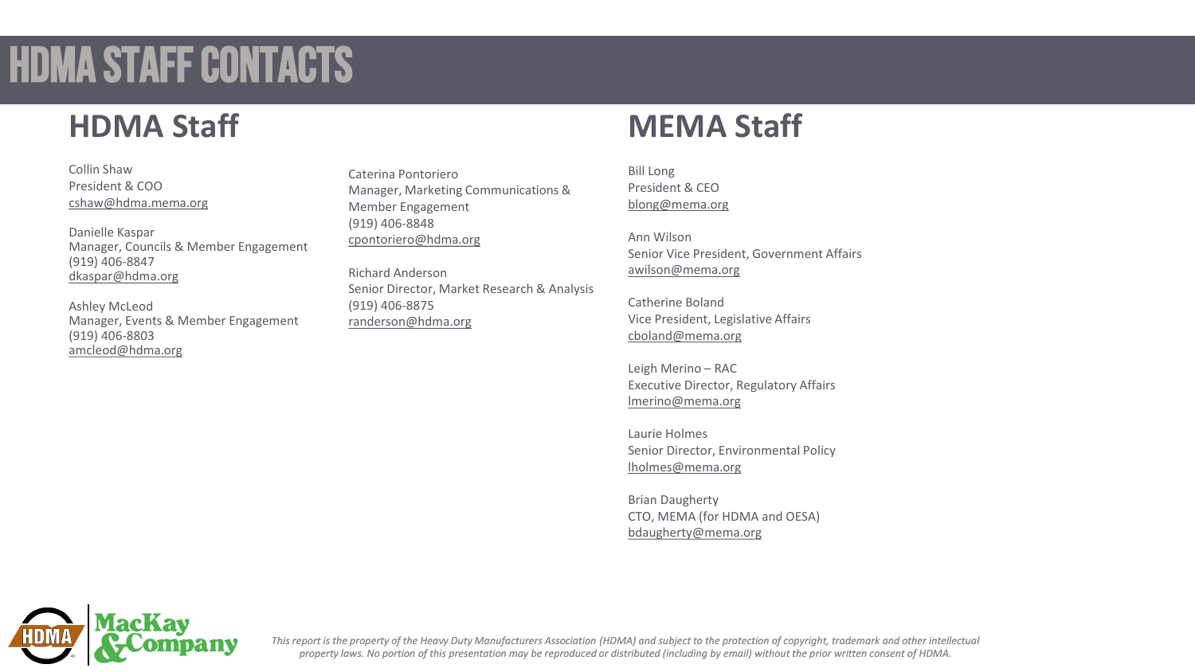# HDMA STAFF CONTACTS

## HDMA Staff

Collin Shaw
President & COO
cshaw@hdma.mema.org

Danielle Kaspar
Manager, Councils & Member Engagement
(919) 406-8847
dkaspar@hdma.org

Ashley McLeod
Manager, Events & Member Engagement
(919) 406-8803
amcleod@hdma.org

Caterina Pontoriero
Manager, Marketing Communications & Member Engagement
(919) 406-8848
cpontoriero@hdma.org

Richard Anderson
Senior Director, Market Research & Analysis
(919) 406-8875
randerson@hdma.org

## MEMA Staff

Bill Long
President & CEO
blong@mema.org

Ann Wilson
Senior Vice President, Government Affairs
awilson@mema.org

Catherine Boland
Vice President, Legislative Affairs
cboland@mema.org

Leigh Merino – RAC
Executive Director, Regulatory Affairs
lmerino@mema.org

Laurie Holmes
Senior Director, Environmental Policy
lholmes@mema.org

Brian Daugherty
CTO, MEMA (for HDMA and OESA)
bdaugherty@mema.org

*This report is the property of the Heavy Duty Manufacturers Association (HDMA) and subject to the protection of copyright, trademark and other intellectual property laws. No portion of this presentation may be reproduced or distributed (including by email) without the prior written consent of HDMA.*